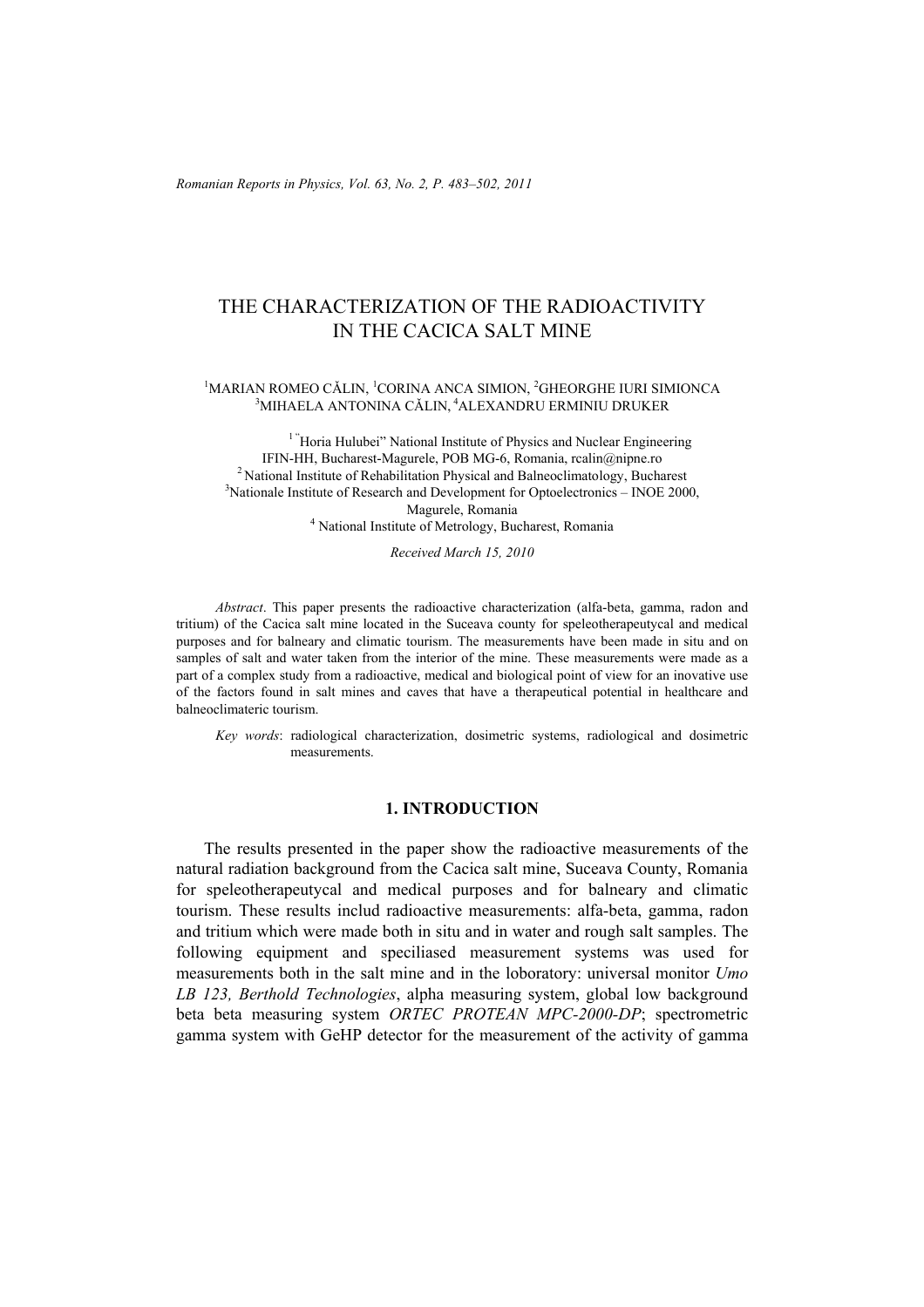# THE CHARACTERIZATION OF THE RADIOACTIVITY IN THE CACICA SALT MINE

[1]MARIAN ROMEO CĂLIN, [1]CORINA ANCA SIMION, [2]GHEORGHE IURI SIMIONCA
[3]MIHAELA ANTONINA CĂLIN, [4]ALEXANDRU ERMINIU DRUKER

[1] "Horia Hulubei" National Institute of Physics and Nuclear Engineering IFIN-HH, Bucharest-Magurele, POB MG-6, Romania, rcalin@nipne.ro
[2] National Institute of Rehabilitation Physical and Balneoclimatology, Bucharest
[3] Nationale Institute of Research and Development for Optoelectronics – INOE 2000, Magurele, Romania
[4] National Institute of Metrology, Bucharest, Romania

*Received March 15, 2010*

*Abstract*. This paper presents the radioactive characterization (alfa-beta, gamma, radon and tritium) of the Cacica salt mine located in the Suceava county for speleotherapeutycal and medical purposes and for balneary and climatic tourism. The measurements have been made in situ and on samples of salt and water taken from the interior of the mine. These measurements were made as a part of a complex study from a radioactive, medical and biological point of view for an inovative use of the factors found in salt mines and caves that have a therapeutical potential in healthcare and balneoclimateric tourism.

*Key words*: radiological characterization, dosimetric systems, radiological and dosimetric measurements.

## 1. INTRODUCTION

The results presented in the paper show the radioactive measurements of the natural radiation background from the Cacica salt mine, Suceava County, Romania for speleotherapeutycal and medical purposes and for balneary and climatic tourism. These results includ radioactive measurements: alfa-beta, gamma, radon and tritium which were made both in situ and in water and rough salt samples. The following equipment and speciliased measurement systems was used for measurements both in the salt mine and in the loboratory: universal monitor *Umo LB 123, Berthold Technologies*, alpha measuring system, global low background beta beta measuring system *ORTEC PROTEAN MPC-2000-DP*; spectrometric gamma system with GeHP detector for the measurement of the activity of gamma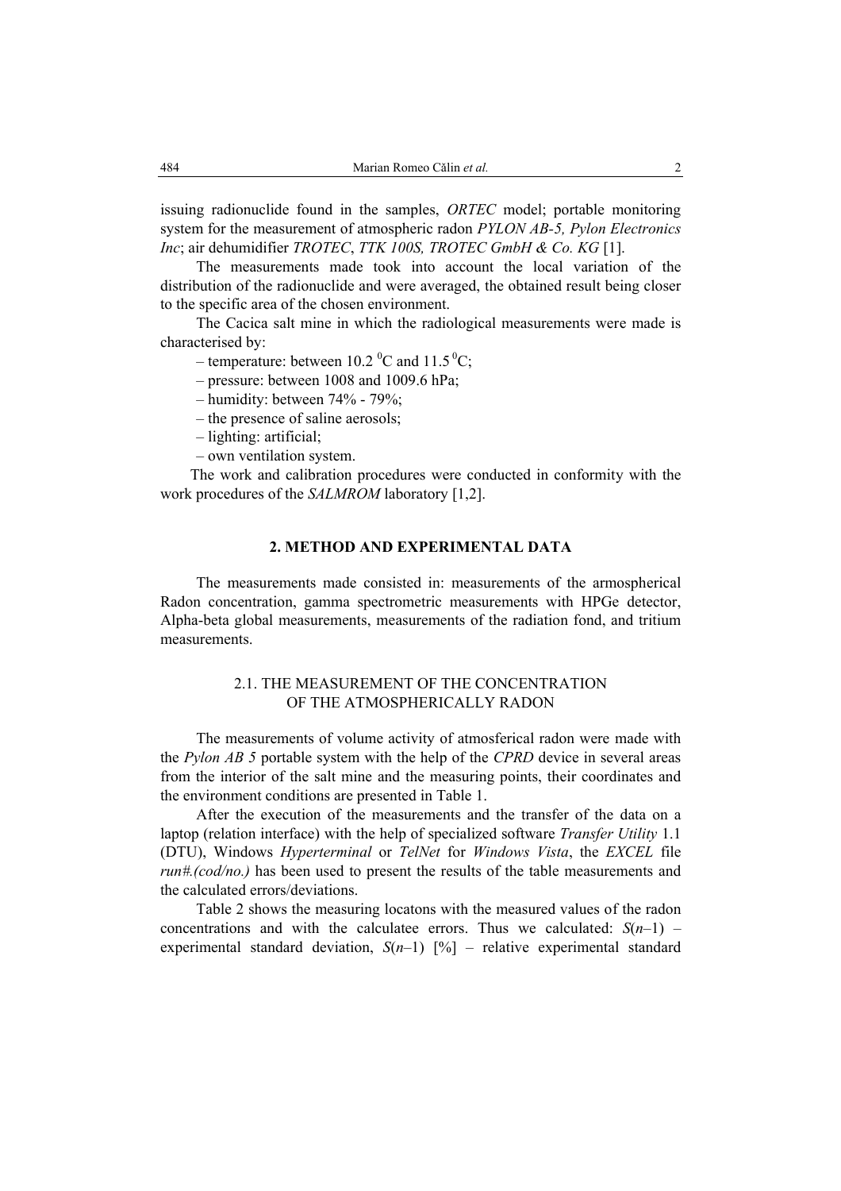issuing radionuclide found in the samples, *ORTEC* model; portable monitoring system for the measurement of atmospheric radon *PYLON AB-5, Pylon Electronics Inc*; air dehumidifier *TROTEC*, *TTK 100S, TROTEC GmbH & Co. KG* [1].

The measurements made took into account the local variation of the distribution of the radionuclide and were averaged, the obtained result being closer to the specific area of the chosen environment.

The Cacica salt mine in which the radiological measurements were made is characterised by:

– temperature: between 10.2 $^0$C and 11.5 $^0$C;

– pressure: between 1008 and 1009.6 hPa;

– humidity: between 74% - 79%;

– the presence of saline aerosols;

– lighting: artificial;

– own ventilation system.

The work and calibration procedures were conducted in conformity with the work procedures of the *SALMROM* laboratory [1,2].

## 2. METHOD AND EXPERIMENTAL DATA

The measurements made consisted in: measurements of the armospherical Radon concentration, gamma spectrometric measurements with HPGe detector, Alpha-beta global measurements, measurements of the radiation fond, and tritium measurements.

### 2.1. THE MEASUREMENT OF THE CONCENTRATION OF THE ATMOSPHERICALLY RADON

The measurements of volume activity of atmosferical radon were made with the *Pylon AB 5* portable system with the help of the *CPRD* device in several areas from the interior of the salt mine and the measuring points, their coordinates and the environment conditions are presented in Table 1.

After the execution of the measurements and the transfer of the data on a laptop (relation interface) with the help of specialized software *Transfer Utility* 1.1 (DTU), Windows *Hyperterminal* or *TelNet* for *Windows Vista*, the *EXCEL* file *run#.(cod/no.)* has been used to present the results of the table measurements and the calculated errors/deviations.

Table 2 shows the measuring locatons with the measured values of the radon concentrations and with the calculatee errors. Thus we calculated: $S(n–1)$ – experimental standard deviation, $S(n–1)$ [%] – relative experimental standard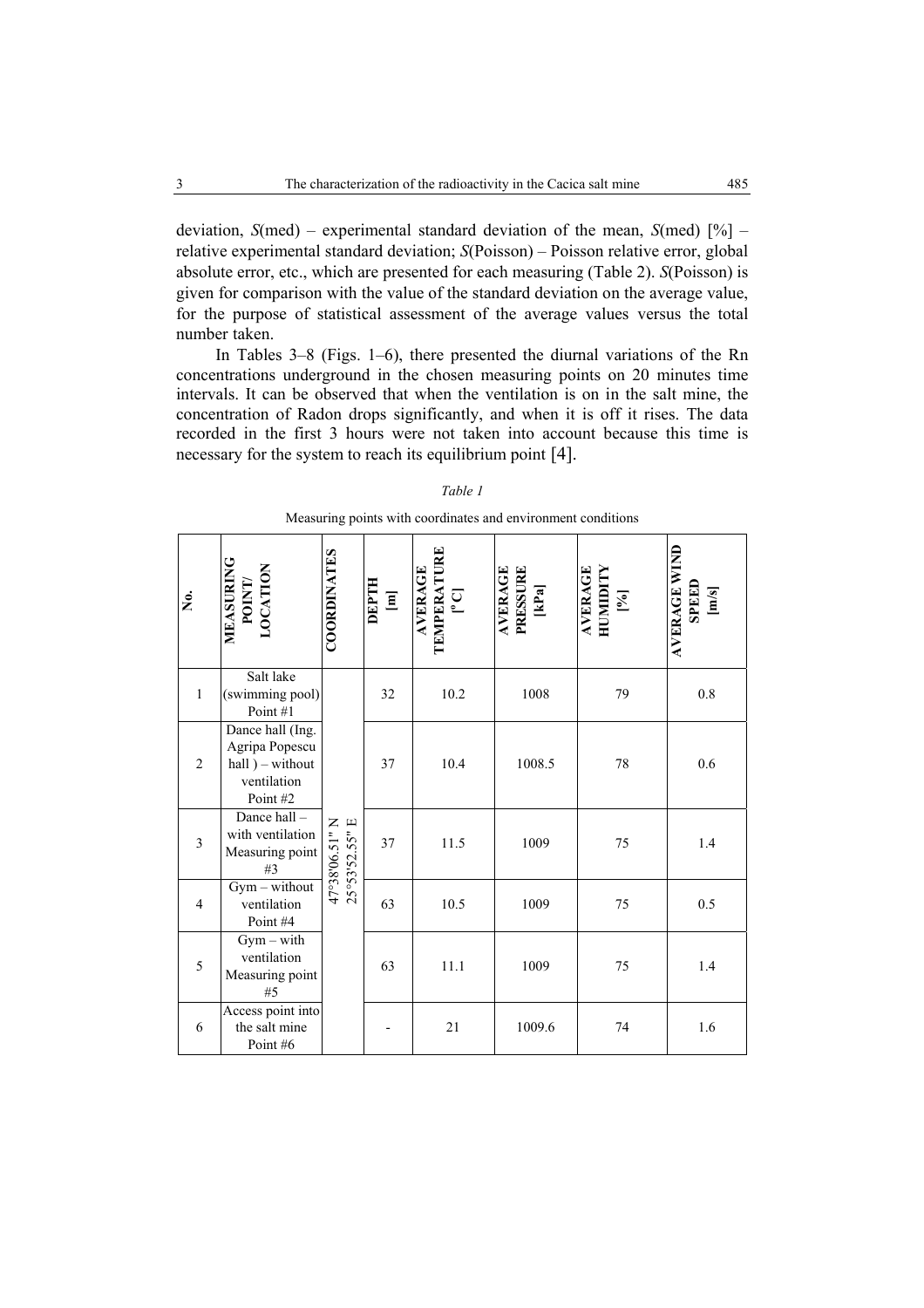deviation, $S$(med) – experimental standard deviation of the mean, $S$(med) [%] – relative experimental standard deviation; $S$(Poisson) – Poisson relative error, global absolute error, etc., which are presented for each measuring (Table 2). $S$(Poisson) is given for comparison with the value of the standard deviation on the average value, for the purpose of statistical assessment of the average values versus the total number taken.

In Tables 3–8 (Figs. 1–6), there presented the diurnal variations of the Rn concentrations underground in the chosen measuring points on 20 minutes time intervals. It can be observed that when the ventilation is on in the salt mine, the concentration of Radon drops significantly, and when it is off it rises. The data recorded in the first 3 hours were not taken into account because this time is necessary for the system to reach its equilibrium point [4].

*Table 1*

Measuring points with coordinates and environment conditions

| No. | MEASURING POINT/ LOCATION | COORDINATES | DEPTH [m] | AVERAGE TEMPERATURE [°C] | AVERAGE PRESSURE [kPa] | AVERAGE HUMIDITY [%] | AVERAGE WIND SPEED [m/s] |
|---|---|---|---|---|---|---|---|
| 1 | Salt lake (swimming pool) Point #1 | 47°38'06.51" N 25°53'52.55" E | 32 | 10.2 | 1008 | 79 | 0.8 |
| 2 | Dance hall (Ing. Agripa Popescu hall ) – without ventilation Point #2 | | 37 | 10.4 | 1008.5 | 78 | 0.6 |
| 3 | Dance hall – with ventilation Measuring point #3 | | 37 | 11.5 | 1009 | 75 | 1.4 |
| 4 | Gym – without ventilation Point #4 | | 63 | 10.5 | 1009 | 75 | 0.5 |
| 5 | Gym – with ventilation Measuring point #5 | | 63 | 11.1 | 1009 | 75 | 1.4 |
| 6 | Access point into the salt mine Point #6 | | - | 21 | 1009.6 | 74 | 1.6 |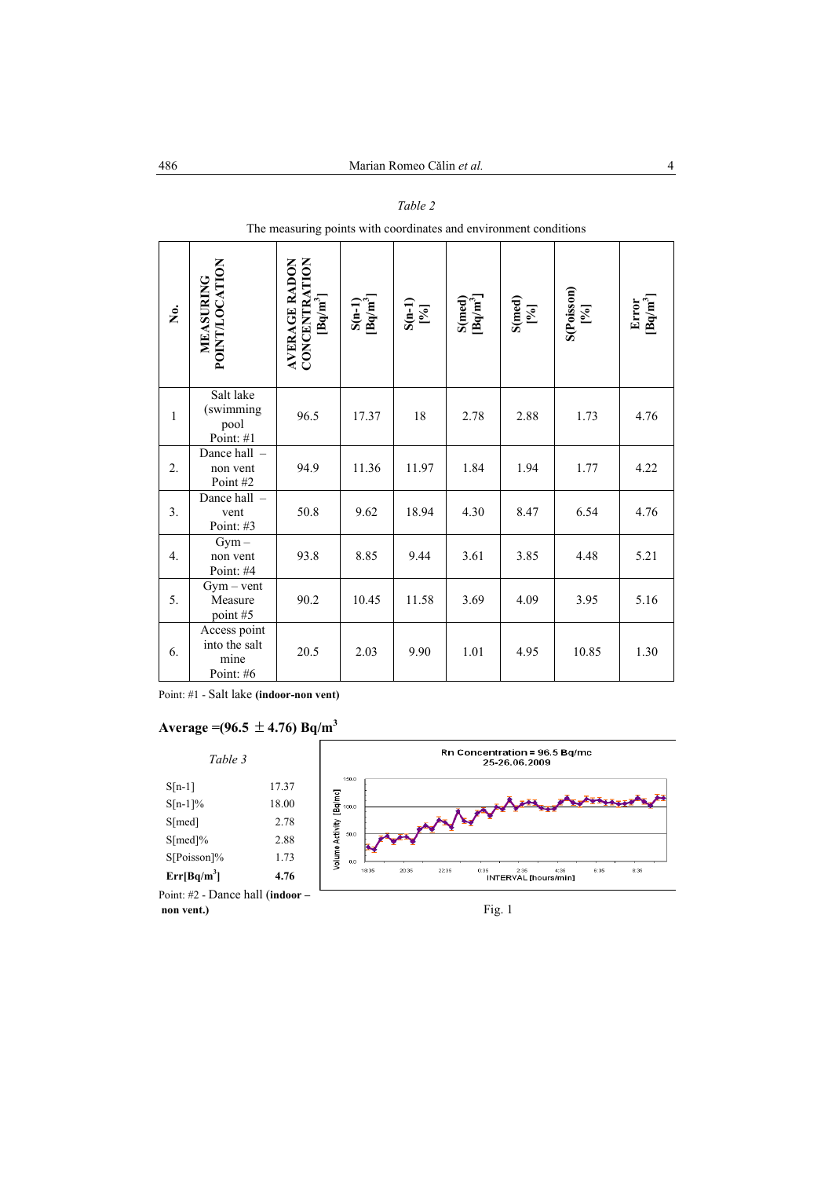*Table 2*

The measuring points with coordinates and environment conditions

| No. | MEASURING POINT/LOCATION | AVERAGE RADON CONCENTRATION [Bq/m$^3$] | S(n-1) [Bq/m$^3$] | S(n-1) [%] | S(med) [Bq/m$^3$] | S(med) [%] | S(Poisson) [%] | Error [Bq/m$^3$] |
|---|---|---|---|---|---|---|---|---|
| 1 | Salt lake (swimming pool Point: #1 | 96.5 | 17.37 | 18 | 2.78 | 2.88 | 1.73 | 4.76 |
| 2. | Dance hall – non vent Point #2 | 94.9 | 11.36 | 11.97 | 1.84 | 1.94 | 1.77 | 4.22 |
| 3. | Dance hall – vent Point: #3 | 50.8 | 9.62 | 18.94 | 4.30 | 8.47 | 6.54 | 4.76 |
| 4. | Gym – non vent Point: #4 | 93.8 | 8.85 | 9.44 | 3.61 | 3.85 | 4.48 | 5.21 |
| 5. | Gym – vent Measure point #5 | 90.2 | 10.45 | 11.58 | 3.69 | 4.09 | 3.95 | 5.16 |
| 6. | Access point into the salt mine Point: #6 | 20.5 | 2.03 | 9.90 | 1.01 | 4.95 | 10.85 | 1.30 |

Point: #1 - Salt lake **(indoor-non vent)**

**Average =(96.5 ± 4.76) Bq/m$^3$**

*Table 3*

| | |
|---|---|
| S[n-1] | 17.37 |
| S[n-1]% | 18.00 |
| S[med] | 2.78 |
| S[med]% | 2.88 |
| S[Poisson]% | 1.73 |
| **Err[Bq/m$^3$]** | **4.76** |

Fig. 1

Point: #2 - Dance hall (**indoor – non vent.)**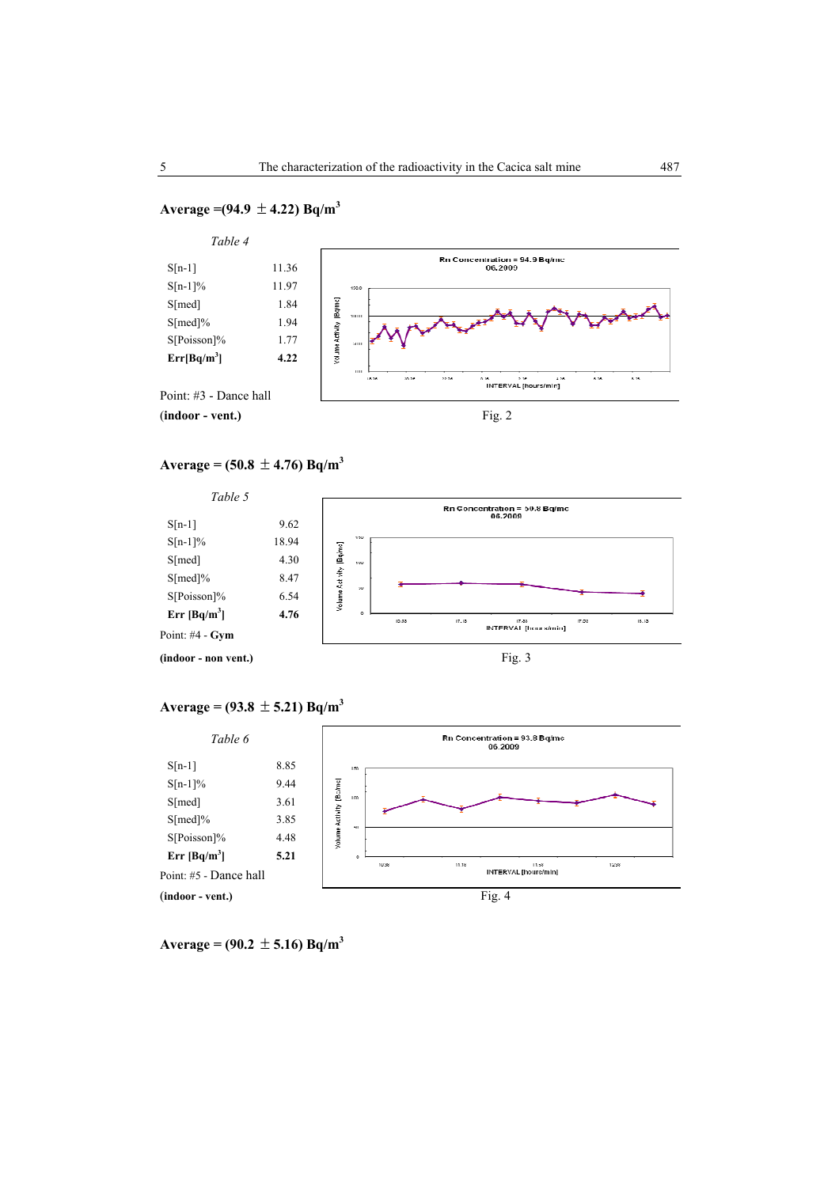**Average =(94.9 ± 4.22) Bq/m$^3$**

*Table 4*

| | |
|---|---|
| S[n-1] | 11.36 |
| S[n-1]% | 11.97 |
| S[med] | 1.84 |
| S[med]% | 1.94 |
| S[Poisson]% | 1.77 |
| **Err[Bq/m$^3$]** | **4.22** |

Point: #3 - Dance hall
(**indoor - vent.**)

Fig. 2

**Average = (50.8 ± 4.76) Bq/m$^3$**

*Table 5*

| | |
|---|---|
| S[n-1] | 9.62 |
| S[n-1]% | 18.94 |
| S[med] | 4.30 |
| S[med]% | 8.47 |
| S[Poisson]% | 6.54 |
| **Err [Bq/m$^3$]** | **4.76** |

Point: #4 - **Gym**
**(indoor - non vent.)**

Fig. 3

**Average = (93.8 ± 5.21) Bq/m$^3$**

*Table 6*

| | |
|---|---|
| S[n-1] | 8.85 |
| S[n-1]% | 9.44 |
| S[med] | 3.61 |
| S[med]% | 3.85 |
| S[Poisson]% | 4.48 |
| **Err [Bq/m$^3$]** | **5.21** |

Point: #5 - Dance hall
**(indoor - vent.)**

Fig. 4

**Average = (90.2 ± 5.16) Bq/m$^3$**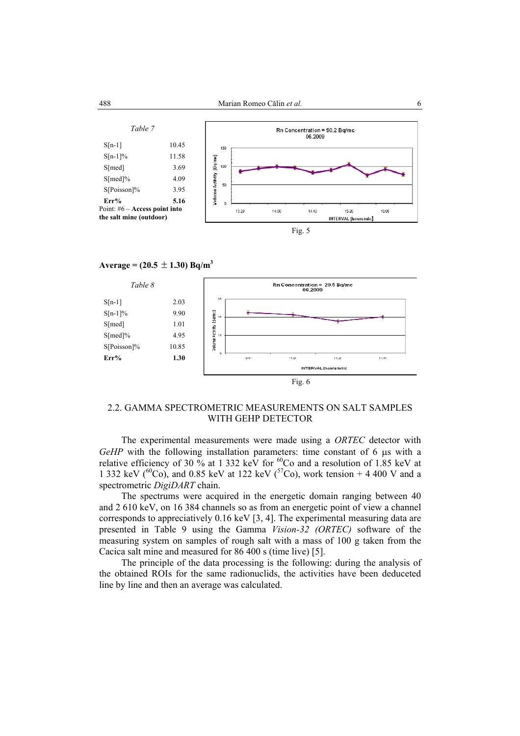*Table 7*

| | |
|---|---|
| S[n-1] | 10.45 |
| S[n-1]% | 11.58 |
| S[med] | 3.69 |
| S[med]% | 4.09 |
| S[Poisson]% | 3.95 |
| **Err%** | **5.16** |

Point: #6 – **Access point into the salt mine (outdoor)**

Fig. 5

**Average = (20.5 ± 1.30) Bq/m³**

*Table 8*

| | |
|---|---|
| S[n-1] | 2.03 |
| S[n-1]% | 9.90 |
| S[med] | 1.01 |
| S[med]% | 4.95 |
| S[Poisson]% | 10.85 |
| **Err%** | **1.30** |

Fig. 6

## 2.2. GAMMA SPECTROMETRIC MEASUREMENTS ON SALT SAMPLES WITH GEHP DETECTOR

The experimental measurements were made using a *ORTEC* detector with *GeHP* with the following installation parameters: time constant of 6 μs with a relative efficiency of 30 % at 1 332 keV for $^{60}$Co and a resolution of 1.85 keV at 1 332 keV ($^{60}$Co), and 0.85 keV at 122 keV ($^{57}$Co), work tension + 4 400 V and a spectrometric *DigiDART* chain.

The spectrums were acquired in the energetic domain ranging between 40 and 2 610 keV, on 16 384 channels so as from an energetic point of view a channel corresponds to appreciatively 0.16 keV [3, 4]. The experimental measuring data are presented in Table 9 using the Gamma *Vision-32 (ORTEC)* software of the measuring system on samples of rough salt with a mass of 100 g taken from the Cacica salt mine and measured for 86 400 s (time live) [5].

The principle of the data processing is the following: during the analysis of the obtained ROIs for the same radionuclids, the activities have been deduceted line by line and then an average was calculated.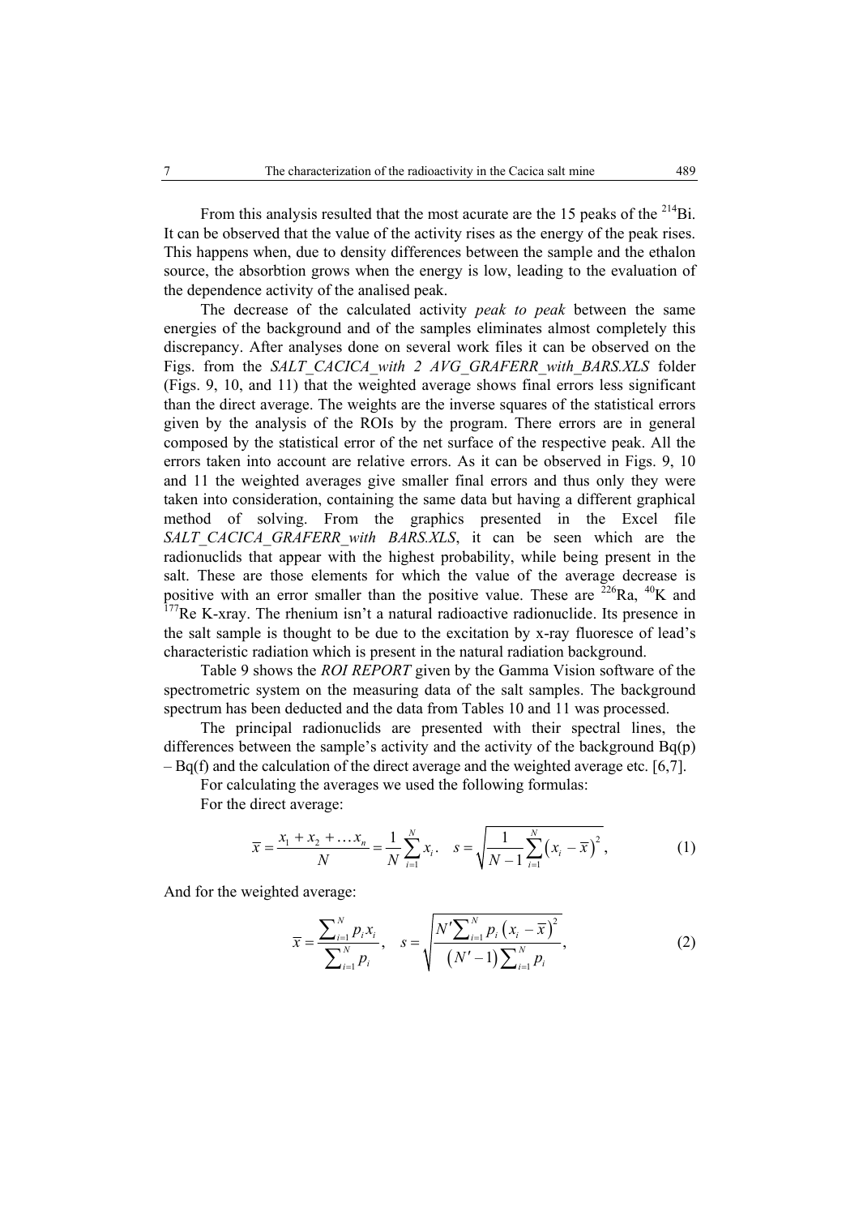From this analysis resulted that the most acurate are the 15 peaks of the $^{214}$Bi. It can be observed that the value of the activity rises as the energy of the peak rises. This happens when, due to density differences between the sample and the ethalon source, the absorbtion grows when the energy is low, leading to the evaluation of the dependence activity of the analised peak.

The decrease of the calculated activity *peak to peak* between the same energies of the background and of the samples eliminates almost completely this discrepancy. After analyses done on several work files it can be observed on the Figs. from the *SALT_CACICA_with 2 AVG_GRAFERR_with_BARS.XLS* folder (Figs. 9, 10, and 11) that the weighted average shows final errors less significant than the direct average. The weights are the inverse squares of the statistical errors given by the analysis of the ROIs by the program. There errors are in general composed by the statistical error of the net surface of the respective peak. All the errors taken into account are relative errors. As it can be observed in Figs. 9, 10 and 11 the weighted averages give smaller final errors and thus only they were taken into consideration, containing the same data but having a different graphical method of solving. From the graphics presented in the Excel file *SALT_CACICA_GRAFERR_with BARS.XLS*, it can be seen which are the radionuclids that appear with the highest probability, while being present in the salt. These are those elements for which the value of the average decrease is positive with an error smaller than the positive value. These are $^{226}$Ra, $^{40}$K and $^{177}$Re K-xray. The rhenium isn't a natural radioactive radionuclide. Its presence in the salt sample is thought to be due to the excitation by x-ray fluoresce of lead's characteristic radiation which is present in the natural radiation background.

Table 9 shows the *ROI REPORT* given by the Gamma Vision software of the spectrometric system on the measuring data of the salt samples. The background spectrum has been deducted and the data from Tables 10 and 11 was processed.

The principal radionuclids are presented with their spectral lines, the differences between the sample's activity and the activity of the background Bq(p) – Bq(f) and the calculation of the direct average and the weighted average etc. [6,7].

For calculating the averages we used the following formulas:

For the direct average:

$$\overline{x} = \frac{x_1 + x_2 + \ldots x_n}{N} = \frac{1}{N}\sum_{i=1}^{N} x_i. \quad s = \sqrt{\frac{1}{N-1}\sum_{i=1}^{N}\left(x_i - \overline{x}\right)^2}, \tag{1}$$

And for the weighted average:

$$\overline{x} = \frac{\sum_{i=1}^{N} p_i x_i}{\sum_{i=1}^{N} p_i}, \quad s = \sqrt{\frac{N'\sum_{i=1}^{N} p_i \left(x_i - \overline{x}\right)^2}{\left(N'-1\right)\sum_{i=1}^{N} p_i}}, \tag{2}$$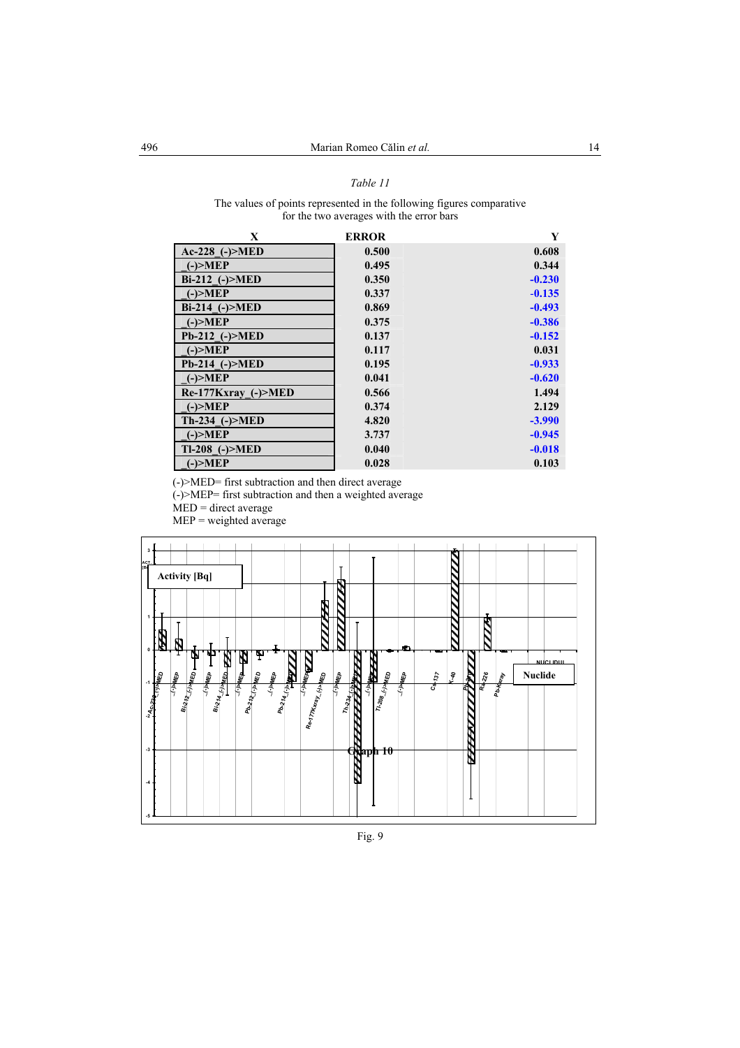*Table 11*

The values of points represented in the following figures comparative for the two averages with the error bars

| X | ERROR | Y |
|---|---|---|
| Ac-228_(-)>MED | 0.500 | 0.608 |
| _(-)>MEP | 0.495 | 0.344 |
| Bi-212_(-)>MED | 0.350 | -0.230 |
| _(-)>MEP | 0.337 | -0.135 |
| Bi-214_(-)>MED | 0.869 | -0.493 |
| _(-)>MEP | 0.375 | -0.386 |
| Pb-212_(-)>MED | 0.137 | -0.152 |
| _(-)>MEP | 0.117 | 0.031 |
| Pb-214_(-)>MED | 0.195 | -0.933 |
| _(-)>MEP | 0.041 | -0.620 |
| Re-177Kxray_(-)>MED | 0.566 | 1.494 |
| _(-)>MEP | 0.374 | 2.129 |
| Th-234_(-)>MED | 4.820 | -3.990 |
| _(-)>MEP | 3.737 | -0.945 |
| Tl-208_(-)>MED | 0.040 | -0.018 |
| _(-)>MEP | 0.028 | 0.103 |

(-)>MED= first subtraction and then direct average
(-)>MEP= first subtraction and then a weighted average
MED = direct average
MEP = weighted average

Fig. 9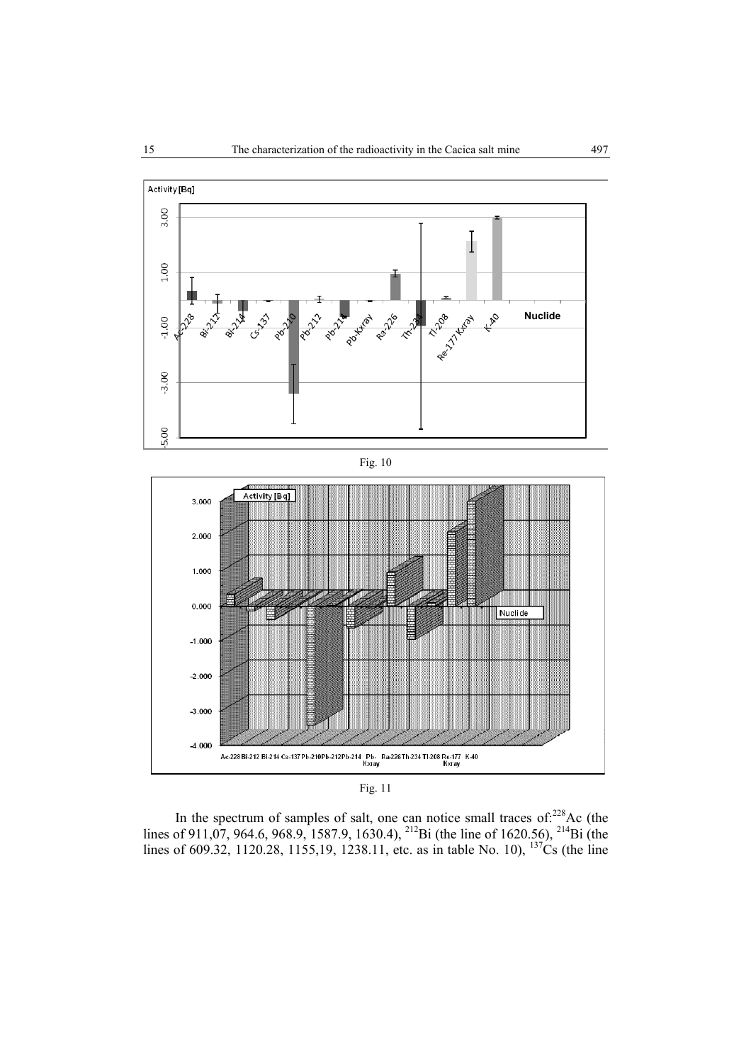Fig. 10

Fig. 11

In the spectrum of samples of salt, one can notice small traces of: $^{228}$Ac (the lines of 911,07, 964.6, 968.9, 1587.9, 1630.4), $^{212}$Bi (the line of 1620.56), $^{214}$Bi (the lines of 609.32, 1120.28, 1155,19, 1238.11, etc. as in table No. 10), $^{137}$Cs (the line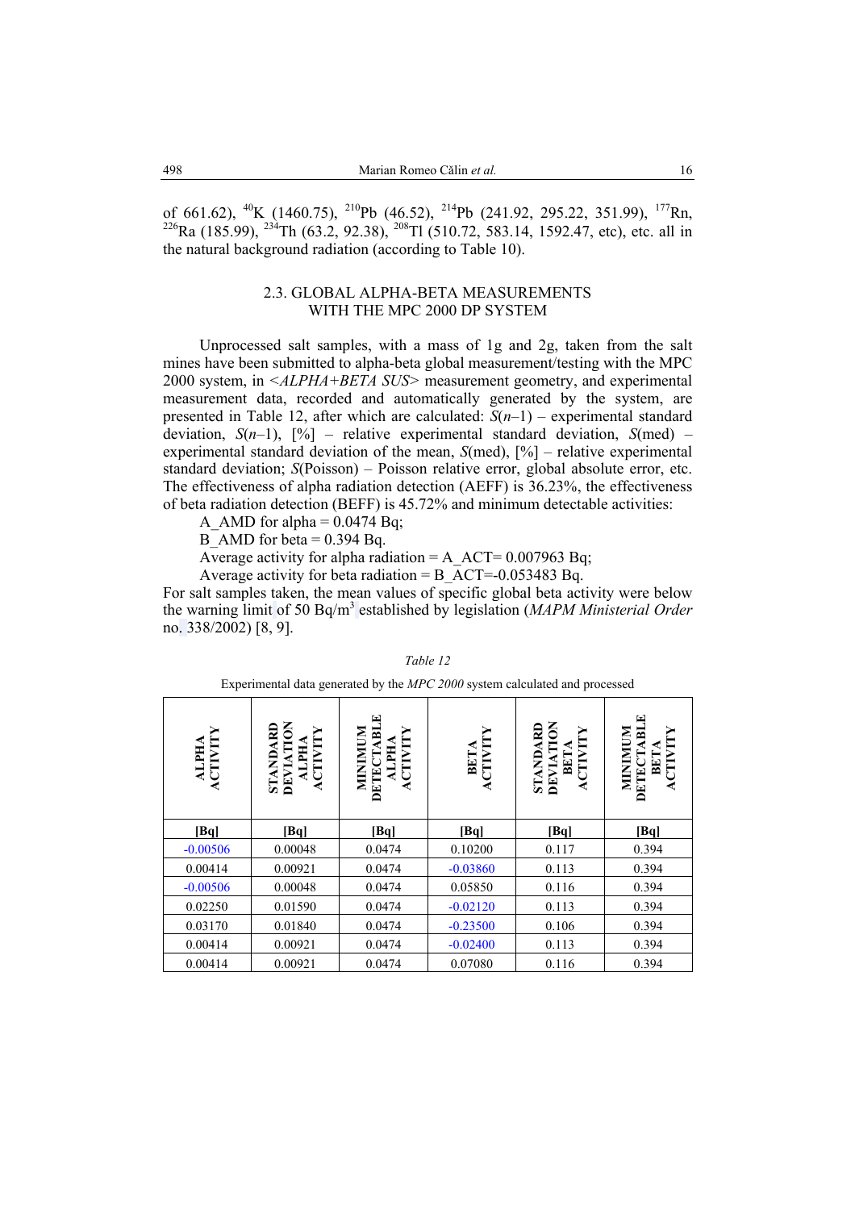of 661.62), $^{40}K$ (1460.75), $^{210}Pb$ (46.52), $^{214}Pb$ (241.92, 295.22, 351.99), $^{177}Rn$, $^{226}Ra$ (185.99), $^{234}Th$ (63.2, 92.38), $^{208}Tl$ (510.72, 583.14, 1592.47, etc), etc. all in the natural background radiation (according to Table 10).

### 2.3. GLOBAL ALPHA-BETA MEASUREMENTS WITH THE MPC 2000 DP SYSTEM

Unprocessed salt samples, with a mass of 1g and 2g, taken from the salt mines have been submitted to alpha-beta global measurement/testing with the MPC 2000 system, in <*ALPHA+BETA SUS*> measurement geometry, and experimental measurement data, recorded and automatically generated by the system, are presented in Table 12, after which are calculated: $S(n–1)$ – experimental standard deviation, $S(n–1)$, [%] – relative experimental standard deviation, $S$(med) – experimental standard deviation of the mean, $S$(med), [%] – relative experimental standard deviation; $S$(Poisson) – Poisson relative error, global absolute error, etc. The effectiveness of alpha radiation detection (AEFF) is 36.23%, the effectiveness of beta radiation detection (BEFF) is 45.72% and minimum detectable activities:

A_AMD for alpha = 0.0474 Bq;

B_AMD for beta = 0.394 Bq.

Average activity for alpha radiation = A_ACT= 0.007963 Bq;

Average activity for beta radiation = B_ACT=-0.053483 Bq.

For salt samples taken, the mean values of specific global beta activity were below the warning limit of 50 Bq/m$^3$ established by legislation (*MAPM Ministerial Order* no. 338/2002) [8, 9].

*Table 12*

Experimental data generated by the *MPC 2000* system calculated and processed

| ALPHA ACTIVITY | STANDARD DEVIATION ALPHA ACTIVITY | MINIMUM DETECTABLE ALPHA ACTIVITY | BETA ACTIVITY | STANDARD DEVIATION BETA ACTIVITY | MINIMUM DETECTABLE BETA ACTIVITY |
|---|---|---|---|---|---|
| [Bq] | [Bq] | [Bq] | [Bq] | [Bq] | [Bq] |
| -0.00506 | 0.00048 | 0.0474 | 0.10200 | 0.117 | 0.394 |
| 0.00414 | 0.00921 | 0.0474 | -0.03860 | 0.113 | 0.394 |
| -0.00506 | 0.00048 | 0.0474 | 0.05850 | 0.116 | 0.394 |
| 0.02250 | 0.01590 | 0.0474 | -0.02120 | 0.113 | 0.394 |
| 0.03170 | 0.01840 | 0.0474 | -0.23500 | 0.106 | 0.394 |
| 0.00414 | 0.00921 | 0.0474 | -0.02400 | 0.113 | 0.394 |
| 0.00414 | 0.00921 | 0.0474 | 0.07080 | 0.116 | 0.394 |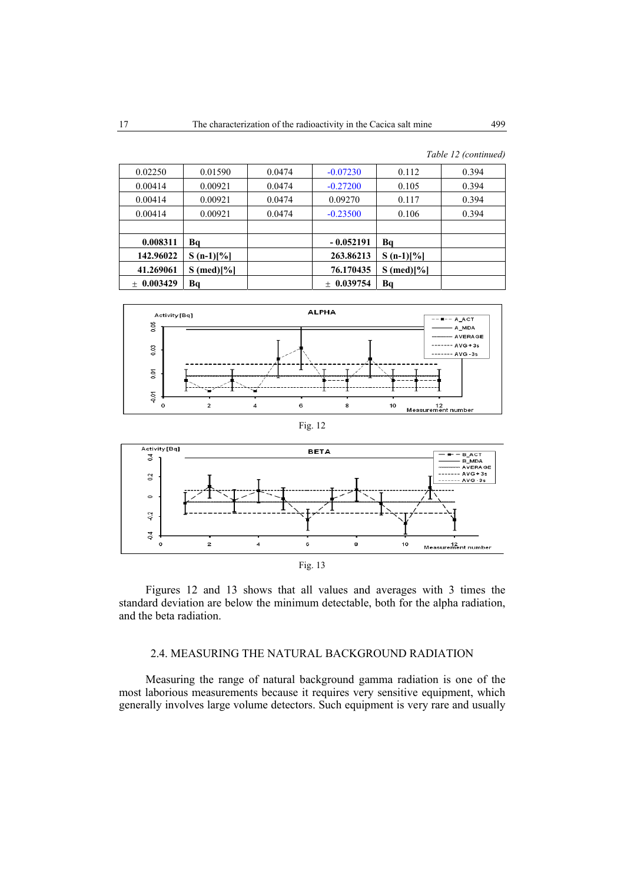*Table 12 (continued)*

| | | | | | |
|---|---|---|---|---|---|
| 0.02250 | 0.01590 | 0.0474 | -0.07230 | 0.112 | 0.394 |
| 0.00414 | 0.00921 | 0.0474 | -0.27200 | 0.105 | 0.394 |
| 0.00414 | 0.00921 | 0.0474 | 0.09270 | 0.117 | 0.394 |
| 0.00414 | 0.00921 | 0.0474 | -0.23500 | 0.106 | 0.394 |
| | | | | | |
| **0.008311** | **Bq** | | **- 0.052191** | **Bq** | |
| **142.96022** | **S (n-1)[%]** | | **263.86213** | **S (n-1)[%]** | |
| **41.269061** | **S (med)[%]** | | **76.170435** | **S (med)[%]** | |
| ± **0.003429** | **Bq** | | ± **0.039754** | **Bq** | |

Fig. 12

Fig. 13

Figures 12 and 13 shows that all values and averages with 3 times the standard deviation are below the minimum detectable, both for the alpha radiation, and the beta radiation.

## 2.4. MEASURING THE NATURAL BACKGROUND RADIATION

Measuring the range of natural background gamma radiation is one of the most laborious measurements because it requires very sensitive equipment, which generally involves large volume detectors. Such equipment is very rare and usually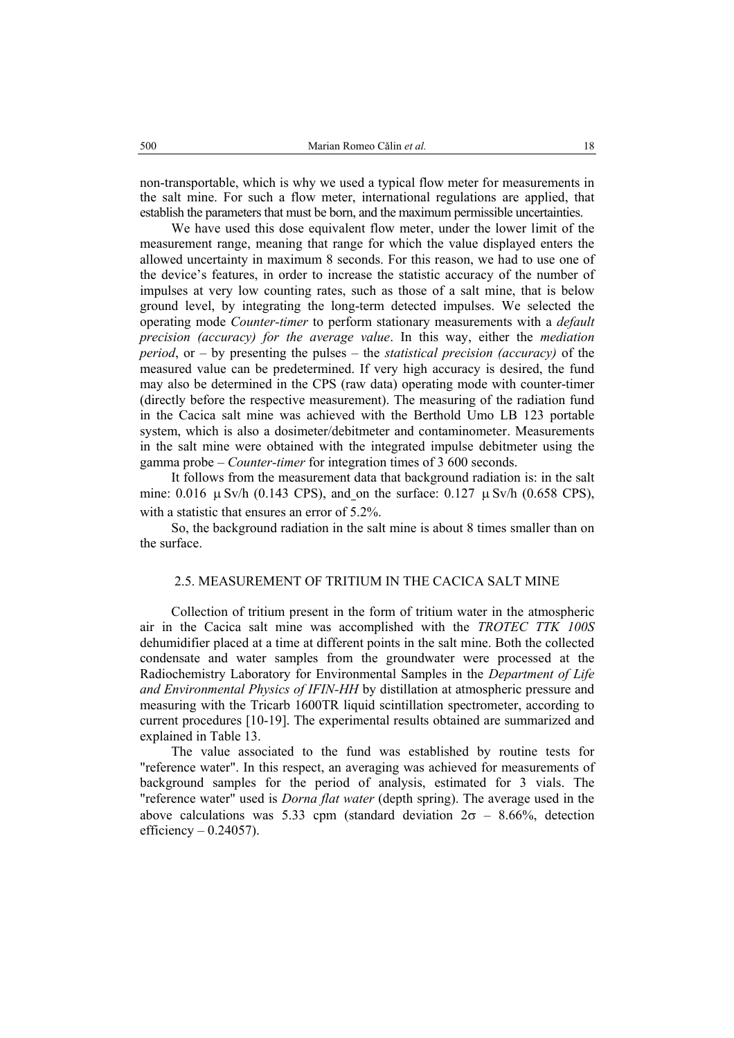non-transportable, which is why we used a typical flow meter for measurements in the salt mine. For such a flow meter, international regulations are applied, that establish the parameters that must be born, and the maximum permissible uncertainties.

We have used this dose equivalent flow meter, under the lower limit of the measurement range, meaning that range for which the value displayed enters the allowed uncertainty in maximum 8 seconds. For this reason, we had to use one of the device's features, in order to increase the statistic accuracy of the number of impulses at very low counting rates, such as those of a salt mine, that is below ground level, by integrating the long-term detected impulses. We selected the operating mode *Counter-timer* to perform stationary measurements with a *default precision (accuracy) for the average value*. In this way, either the *mediation period*, or – by presenting the pulses – the *statistical precision (accuracy)* of the measured value can be predetermined. If very high accuracy is desired, the fund may also be determined in the CPS (raw data) operating mode with counter-timer (directly before the respective measurement). The measuring of the radiation fund in the Cacica salt mine was achieved with the Berthold Umo LB 123 portable system, which is also a dosimeter/debitmeter and contaminometer. Measurements in the salt mine were obtained with the integrated impulse debitmeter using the gamma probe – *Counter-timer* for integration times of 3 600 seconds.

It follows from the measurement data that background radiation is: in the salt mine: 0.016 $\mu$Sv/h (0.143 CPS), and on the surface: 0.127 $\mu$Sv/h (0.658 CPS), with a statistic that ensures an error of 5.2%.

So, the background radiation in the salt mine is about 8 times smaller than on the surface.

### 2.5. MEASUREMENT OF TRITIUM IN THE CACICA SALT MINE

Collection of tritium present in the form of tritium water in the atmospheric air in the Cacica salt mine was accomplished with the *TROTEC TTK 100S* dehumidifier placed at a time at different points in the salt mine. Both the collected condensate and water samples from the groundwater were processed at the Radiochemistry Laboratory for Environmental Samples in the *Department of Life and Environmental Physics of IFIN-HH* by distillation at atmospheric pressure and measuring with the Tricarb 1600TR liquid scintillation spectrometer, according to current procedures [10-19]. The experimental results obtained are summarized and explained in Table 13.

The value associated to the fund was established by routine tests for "reference water". In this respect, an averaging was achieved for measurements of background samples for the period of analysis, estimated for 3 vials. The "reference water" used is *Dorna flat water* (depth spring). The average used in the above calculations was 5.33 cpm (standard deviation $2\sigma$ – 8.66%, detection efficiency – 0.24057).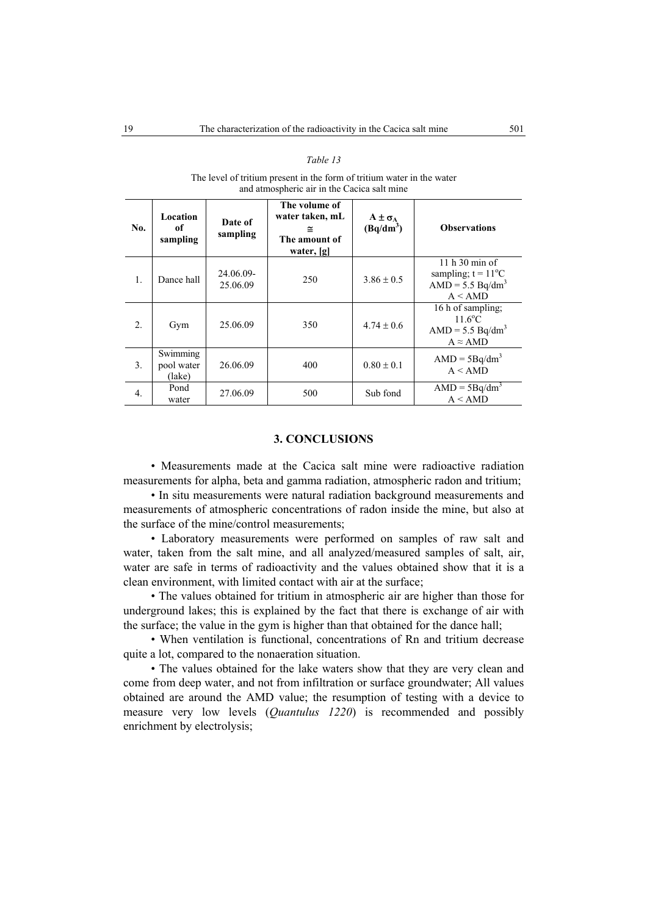*Table 13*

The level of tritium present in the form of tritium water in the water and atmospheric air in the Cacica salt mine

| No. | Location of sampling | Date of sampling | The volume of water taken, mL ≅ The amount of water, [g] | $A \pm \sigma_A$ ($Bq/dm^3$) | Observations |
|---|---|---|---|---|---|
| 1. | Dance hall | 24.06.09-25.06.09 | 250 | $3.86 \pm 0.5$ | 11 h 30 min of sampling; $t = 11^oC$ AMD = 5.5 $Bq/dm^3$ A < AMD |
| 2. | Gym | 25.06.09 | 350 | $4.74 \pm 0.6$ | 16 h of sampling; $11.6^oC$ AMD = 5.5 $Bq/dm^3$ A ≈ AMD |
| 3. | Swimming pool water (lake) | 26.06.09 | 400 | $0.80 \pm 0.1$ | AMD = 5$Bq/dm^3$ A < AMD |
| 4. | Pond water | 27.06.09 | 500 | Sub fond | AMD = 5$Bq/dm^3$ A < AMD |

## 3. CONCLUSIONS

- Measurements made at the Cacica salt mine were radioactive radiation measurements for alpha, beta and gamma radiation, atmospheric radon and tritium;
- In situ measurements were natural radiation background measurements and measurements of atmospheric concentrations of radon inside the mine, but also at the surface of the mine/control measurements;
- Laboratory measurements were performed on samples of raw salt and water, taken from the salt mine, and all analyzed/measured samples of salt, air, water are safe in terms of radioactivity and the values obtained show that it is a clean environment, with limited contact with air at the surface;
- The values obtained for tritium in atmospheric air are higher than those for underground lakes; this is explained by the fact that there is exchange of air with the surface; the value in the gym is higher than that obtained for the dance hall;
- When ventilation is functional, concentrations of Rn and tritium decrease quite a lot, compared to the nonaeration situation.
- The values obtained for the lake waters show that they are very clean and come from deep water, and not from infiltration or surface groundwater; All values obtained are around the AMD value; the resumption of testing with a device to measure very low levels (*Quantulus 1220*) is recommended and possibly enrichment by electrolysis;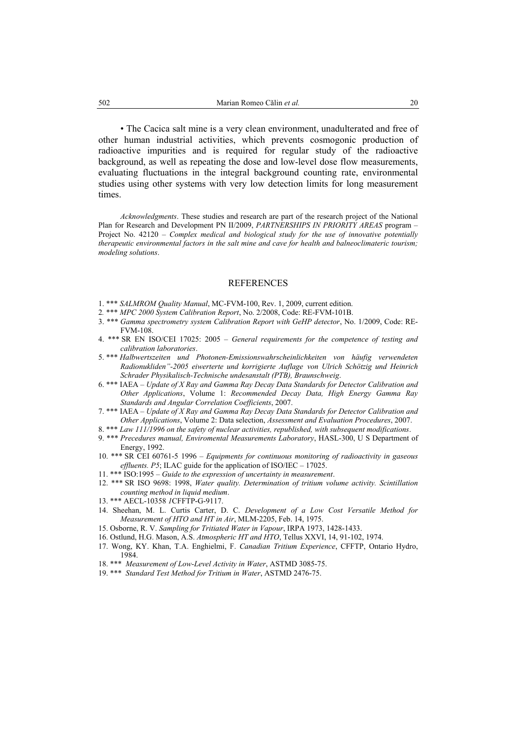• The Cacica salt mine is a very clean environment, unadulterated and free of other human industrial activities, which prevents cosmogonic production of radioactive impurities and is required for regular study of the radioactive background, as well as repeating the dose and low-level dose flow measurements, evaluating fluctuations in the integral background counting rate, environmental studies using other systems with very low detection limits for long measurement times.

*Acknowledgments*. These studies and research are part of the research project of the National Plan for Research and Development PN II/2009, *PARTNERSHIPS IN PRIORITY AREAS* program – Project No. 42120 – *Complex medical and biological study for the use of innovative potentially therapeutic environmental factors in the salt mine and cave for health and balneoclimateric tourism; modeling solutions*.

## REFERENCES

1. *** *SALMROM Quality Manual*, MC-FVM-100, Rev. 1, 2009, current edition.
2. *** *MPC 2000 System Calibration Report*, No. 2/2008, Code: RE-FVM-101B.
3. *** *Gamma spectrometry system Calibration Report with GeHP detector*, No. 1/2009, Code: RE-FVM-108.
4. *** SR EN ISO/CEI 17025: 2005 – *General requirements for the competence of testing and calibration laboratories*.
5. *** *Halbwertszeiten und Photonen-Emissionswahrscheinlichkeiten von häufig verwendeten Radionukliden"-2005 eiwerterte und korrigierte Auflage von Ulrich Schötzig und Heinrich Schrader Physikalisch-Technische undesanstalt (PTB), Braunschweig*.
6. *** IAEA – *Update of X Ray and Gamma Ray Decay Data Standards for Detector Calibration and Other Applications*, Volume 1: *Recommended Decay Data, High Energy Gamma Ray Standards and Angular Correlation Coefficients*, 2007.
7. *** IAEA – *Update of X Ray and Gamma Ray Decay Data Standards for Detector Calibration and Other Applications*, Volume 2: Data selection, *Assessment and Evaluation Procedures*, 2007.
8. *** *Law 111/1996 on the safety of nuclear activities, republished, with subsequent modifications*.
9. *** *Precedures manual, Enviromental Measurements Laboratory*, HASL-300, U S Department of Energy, 1992.
10. *** SR CEI 60761-5 1996 – *Equipments for continuous monitoring of radioactivity in gaseous effluents. P5*; ILAC guide for the application of ISO/IEC – 17025.
11. *** ISO:1995 – *Guide to the expression of uncertainty in measurement*.
12. *** SR ISO 9698: 1998, *Water quality. Determination of tritium volume activity. Scintillation counting method in liquid medium*.
13. *** AECL-10358 /CFFTP-G-9117.
14. Sheehan, M. L. Curtis Carter, D. C. *Development of a Low Cost Versatile Method for Measurement of HTO and HT in Air*, MLM-2205, Feb. 14, 1975.
15. Osborne, R. V. *Sampling for Tritiated Water in Vapour*, IRPA 1973, 1428-1433.
16. Ostlund, H.G. Mason, A.S. *Atmospheric HT and HTO*, Tellus XXVI, 14, 91-102, 1974.
17. Wong, KY. Khan, T.A. Enghielmi, F. *Canadian Tritium Experience*, CFFTP, Ontario Hydro, 1984.
18. *** *Measurement of Low-Level Activity in Water*, ASTMD 3085-75.
19. *** *Standard Test Method for Tritium in Water*, ASTMD 2476-75.